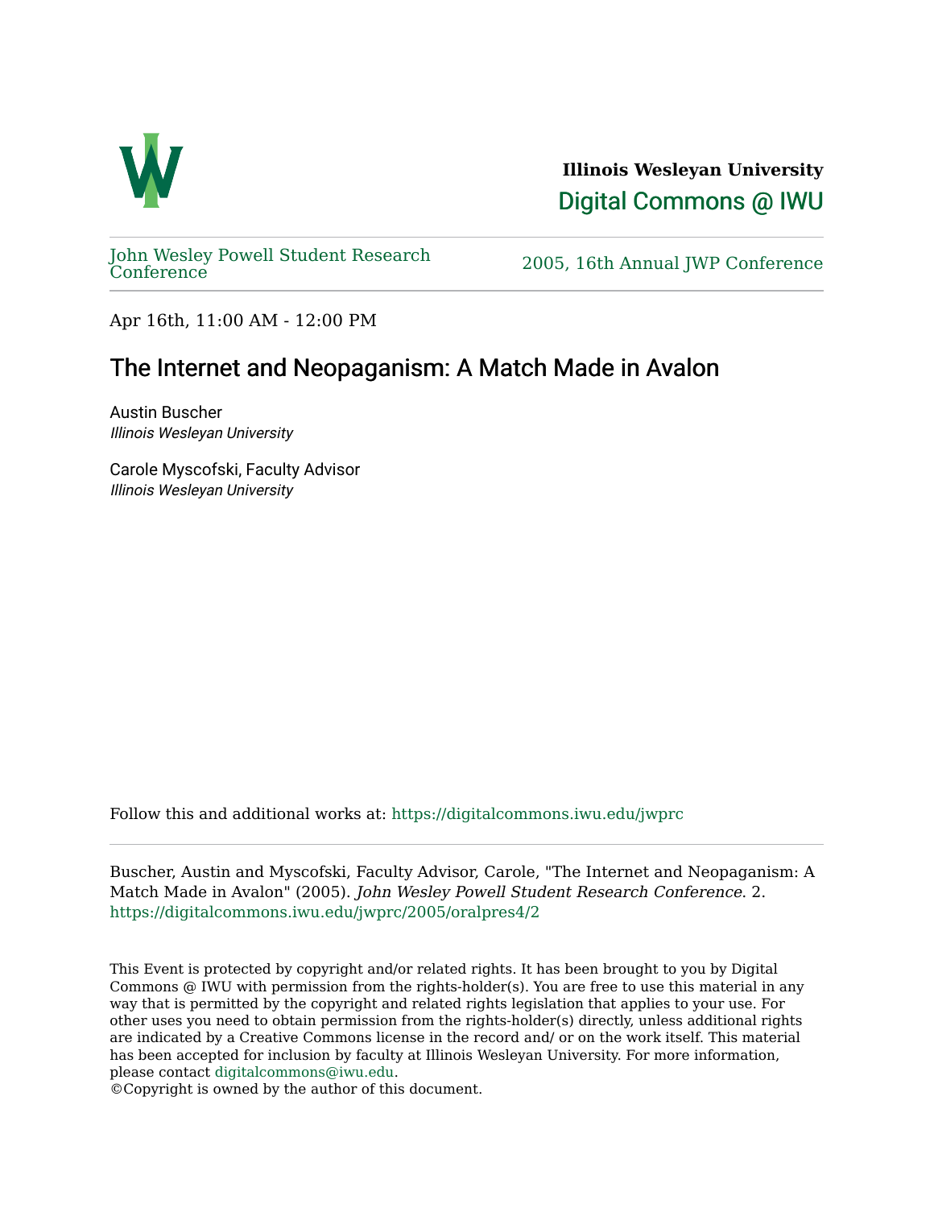**Illinois Wesleyan University**

Digital Commons @ IWU

John Wesley Powell Student Research Conference — 2005, 16th Annual JWP Conference

Apr 16th, 11:00 AM - 12:00 PM

# The Internet and Neopaganism: A Match Made in Avalon

Austin Buscher
*Illinois Wesleyan University*

Carole Myscofski, Faculty Advisor
*Illinois Wesleyan University*

Follow this and additional works at: https://digitalcommons.iwu.edu/jwprc

Buscher, Austin and Myscofski, Faculty Advisor, Carole, "The Internet and Neopaganism: A Match Made in Avalon" (2005). *John Wesley Powell Student Research Conference*. 2.
https://digitalcommons.iwu.edu/jwprc/2005/oralpres4/2

This Event is protected by copyright and/or related rights. It has been brought to you by Digital Commons @ IWU with permission from the rights-holder(s). You are free to use this material in any way that is permitted by the copyright and related rights legislation that applies to your use. For other uses you need to obtain permission from the rights-holder(s) directly, unless additional rights are indicated by a Creative Commons license in the record and/ or on the work itself. This material has been accepted for inclusion by faculty at Illinois Wesleyan University. For more information, please contact digitalcommons@iwu.edu.
©Copyright is owned by the author of this document.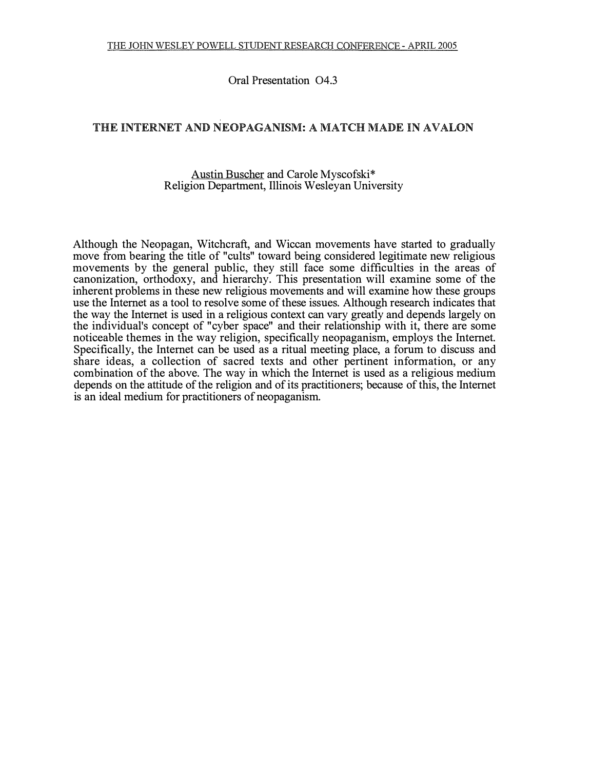Oral Presentation O4.3

# THE INTERNET AND NEOPAGANISM: A MATCH MADE IN AVALON

Austin Buscher and Carole Myscofski*
Religion Department, Illinois Wesleyan University

Although the Neopagan, Witchcraft, and Wiccan movements have started to gradually move from bearing the title of "cults" toward being considered legitimate new religious movements by the general public, they still face some difficulties in the areas of canonization, orthodoxy, and hierarchy. This presentation will examine some of the inherent problems in these new religious movements and will examine how these groups use the Internet as a tool to resolve some of these issues. Although research indicates that the way the Internet is used in a religious context can vary greatly and depends largely on the individual's concept of "cyber space" and their relationship with it, there are some noticeable themes in the way religion, specifically neopaganism, employs the Internet. Specifically, the Internet can be used as a ritual meeting place, a forum to discuss and share ideas, a collection of sacred texts and other pertinent information, or any combination of the above. The way in which the Internet is used as a religious medium depends on the attitude of the religion and of its practitioners; because of this, the Internet is an ideal medium for practitioners of neopaganism.